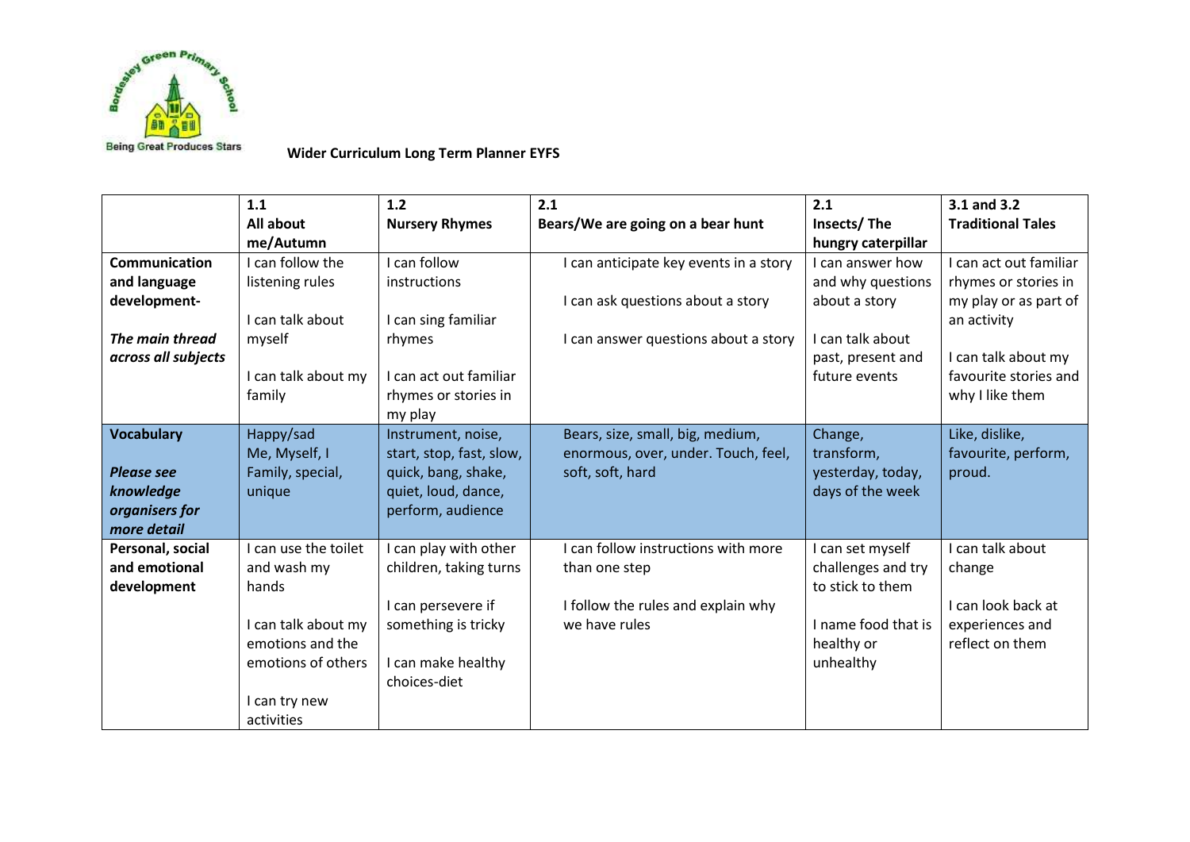Bordesley Green Primary School

Being Great Produces Stars

**Wider Curriculum Long Term Planner EYFS**

| | **1.1 All about me/Autumn** | **1.2 Nursery Rhymes** | **2.1 Bears/We are going on a bear hunt** | **2.1 Insects/ The hungry caterpillar** | **3.1 and 3.2 Traditional Tales** |
|---|---|---|---|---|---|
| **Communication and language development-** <br><br> ***The main thread across all subjects*** | I can follow the listening rules <br><br> I can talk about myself <br><br> I can talk about my family | I can follow instructions <br><br> I can sing familiar rhymes <br><br> I can act out familiar rhymes or stories in my play | I can anticipate key events in a story <br><br> I can ask questions about a story <br><br> I can answer questions about a story | I can answer how and why questions about a story <br><br> I can talk about past, present and future events | I can act out familiar rhymes or stories in my play or as part of an activity <br><br> I can talk about my favourite stories and why I like them |
| **Vocabulary** <br><br> ***Please see knowledge organisers for more detail*** | Happy/sad <br> Me, Myself, I <br> Family, special, unique | Instrument, noise, start, stop, fast, slow, quick, bang, shake, quiet, loud, dance, perform, audience | Bears, size, small, big, medium, enormous, over, under. Touch, feel, soft, soft, hard | Change, transform, yesterday, today, days of the week | Like, dislike, favourite, perform, proud. |
| **Personal, social and emotional development** | I can use the toilet and wash my hands <br><br> I can talk about my emotions and the emotions of others <br><br> I can try new activities | I can play with other children, taking turns <br><br> I can persevere if something is tricky <br><br> I can make healthy choices-diet | I can follow instructions with more than one step <br><br> I follow the rules and explain why we have rules | I can set myself challenges and try to stick to them <br><br> I name food that is healthy or unhealthy | I can talk about change <br><br> I can look back at experiences and reflect on them |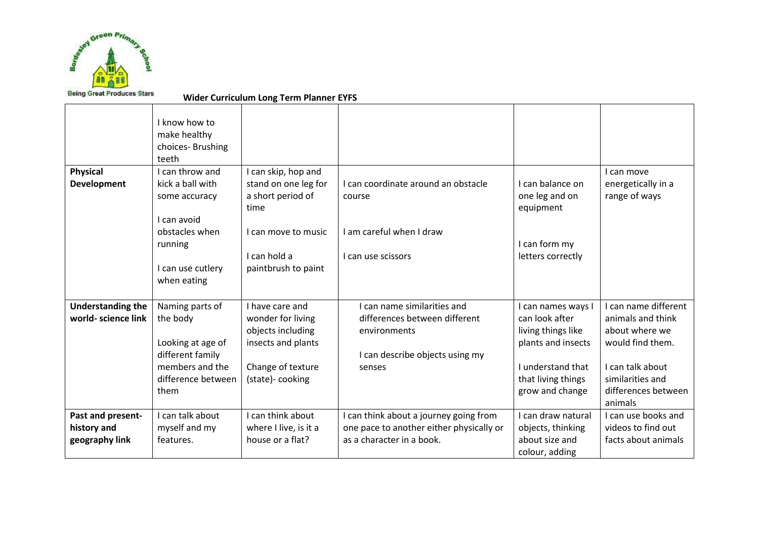Being Great Produces Stars

**Wider Curriculum Long Term Planner EYFS**

| | | | | | |
|---|---|---|---|---|---|
| | I know how to make healthy choices- Brushing teeth | | | | |
| **Physical Development** | I can throw and kick a ball with some accuracy<br><br>I can avoid obstacles when running<br><br>I can use cutlery when eating | I can skip, hop and stand on one leg for a short period of time<br><br>I can move to music<br><br>I can hold a paintbrush to paint | I can coordinate around an obstacle course<br><br>I am careful when I draw<br><br>I can use scissors | I can balance on one leg and on equipment<br><br>I can form my letters correctly | I can move energetically in a range of ways |
| **Understanding the world- science link** | Naming parts of the body<br><br>Looking at age of different family members and the difference between them | I have care and wonder for living objects including insects and plants<br><br>Change of texture (state)- cooking | I can name similarities and differences between different environments<br><br>I can describe objects using my senses | I can names ways I can look after living things like plants and insects<br><br>I understand that that living things grow and change | I can name different animals and think about where we would find them.<br><br>I can talk about similarities and differences between animals |
| **Past and present- history and geography link** | I can talk about myself and my features. | I can think about where I live, is it a house or a flat? | I can think about a journey going from one pace to another either physically or as a character in a book. | I can draw natural objects, thinking about size and colour, adding | I can use books and videos to find out facts about animals |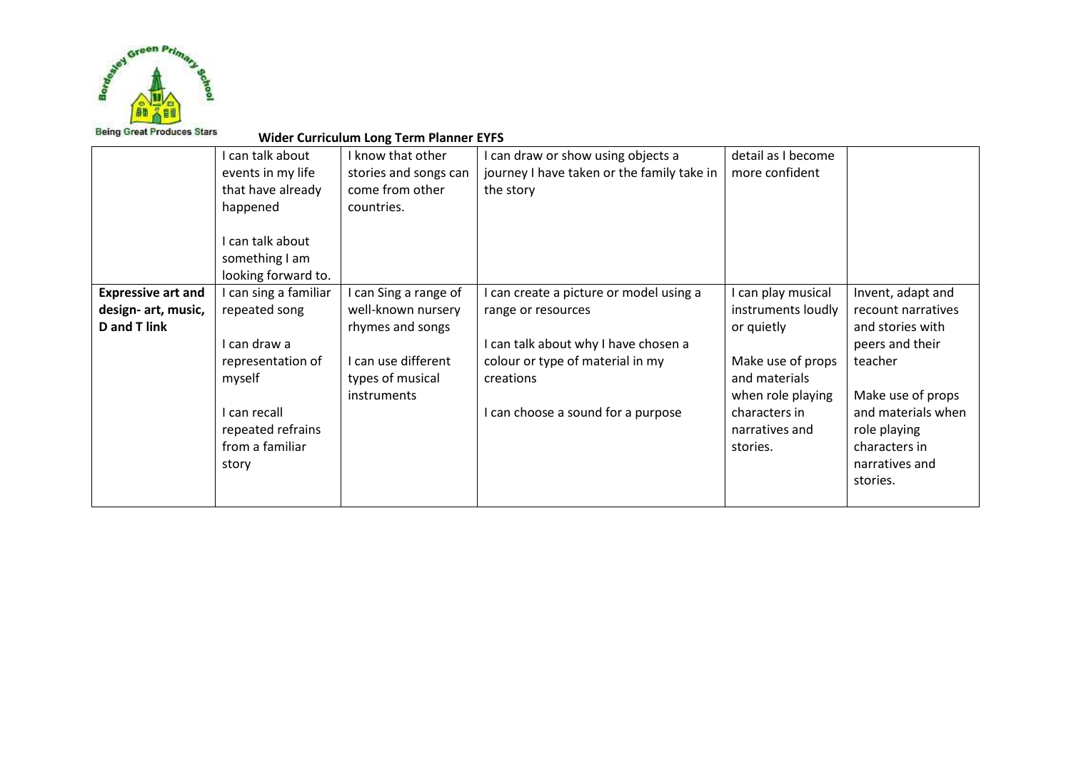Being Great Produces Stars

**Wider Curriculum Long Term Planner EYFS**

| | | | | | |
|---|---|---|---|---|---|
| | I can talk about events in my life that have already happened<br><br>I can talk about something I am looking forward to. | I know that other stories and songs can come from other countries. | I can draw or show using objects a journey I have taken or the family take in the story | detail as I become more confident | |
| **Expressive art and design- art, music, D and T link** | I can sing a familiar repeated song<br><br>I can draw a representation of myself<br><br>I can recall repeated refrains from a familiar story | I can Sing a range of well-known nursery rhymes and songs<br><br>I can use different types of musical instruments | I can create a picture or model using a range or resources<br><br>I can talk about why I have chosen a colour or type of material in my creations<br><br>I can choose a sound for a purpose | I can play musical instruments loudly or quietly<br><br>Make use of props and materials when role playing characters in narratives and stories. | Invent, adapt and recount narratives and stories with peers and their teacher<br><br>Make use of props and materials when role playing characters in narratives and stories. |